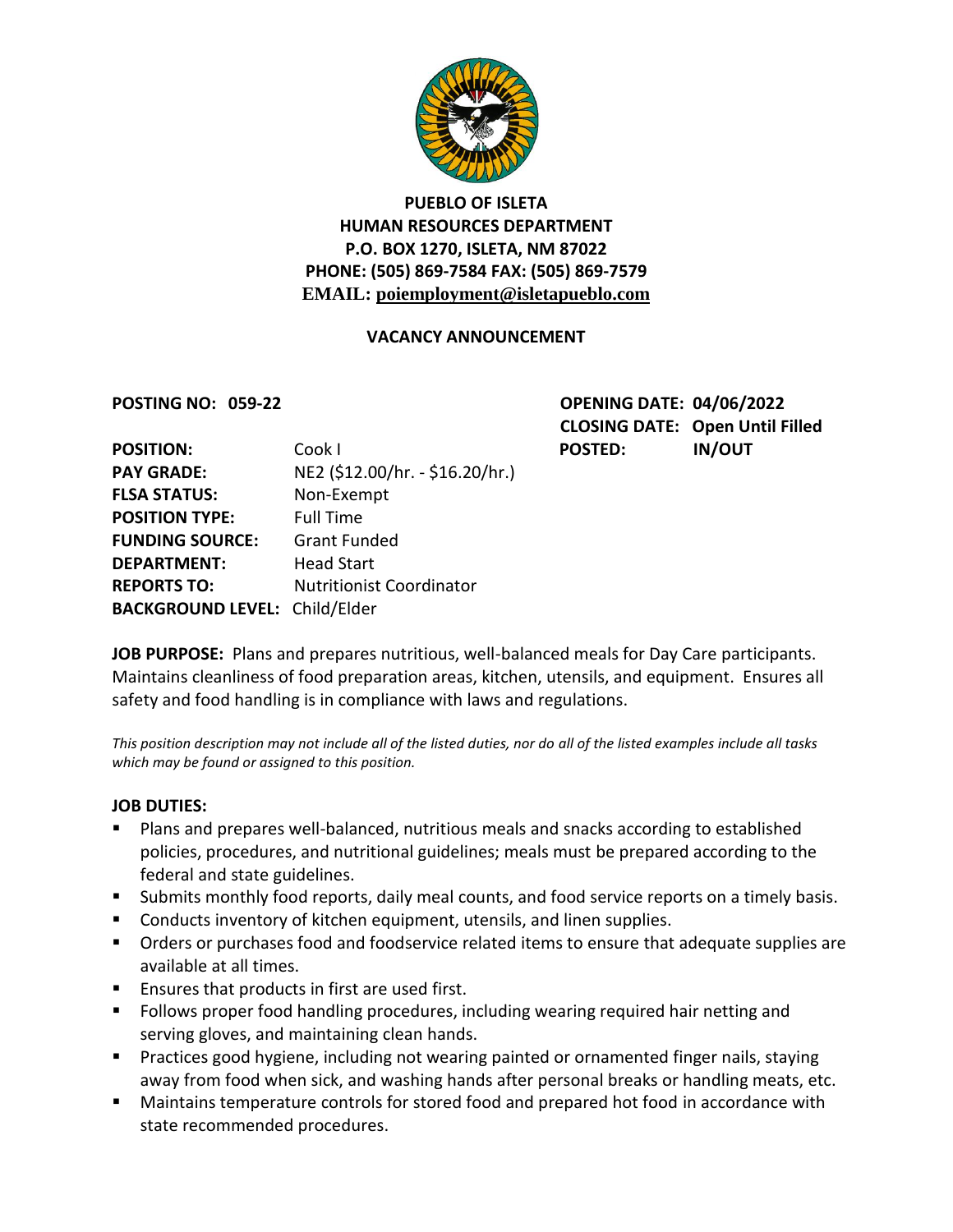**PUEBLO OF ISLETA**
**HUMAN RESOURCES DEPARTMENT**
**P.O. BOX 1270, ISLETA, NM 87022**
**PHONE: (505) 869-7584 FAX: (505) 869-7579**
**EMAIL: poiemployment@isletapueblo.com**

## VACANCY ANNOUNCEMENT

**POSTING NO: 059-22**

**OPENING DATE: 04/06/2022**
**CLOSING DATE: Open Until Filled**
**POSTED: IN/OUT**

**POSITION:** Cook I
**PAY GRADE:** NE2 ($12.00/hr. - $16.20/hr.)
**FLSA STATUS:** Non-Exempt
**POSITION TYPE:** Full Time
**FUNDING SOURCE:** Grant Funded
**DEPARTMENT:** Head Start
**REPORTS TO:** Nutritionist Coordinator
**BACKGROUND LEVEL:** Child/Elder

**JOB PURPOSE:** Plans and prepares nutritious, well-balanced meals for Day Care participants. Maintains cleanliness of food preparation areas, kitchen, utensils, and equipment. Ensures all safety and food handling is in compliance with laws and regulations.

*This position description may not include all of the listed duties, nor do all of the listed examples include all tasks which may be found or assigned to this position.*

**JOB DUTIES:**

- Plans and prepares well-balanced, nutritious meals and snacks according to established policies, procedures, and nutritional guidelines; meals must be prepared according to the federal and state guidelines.
- Submits monthly food reports, daily meal counts, and food service reports on a timely basis.
- Conducts inventory of kitchen equipment, utensils, and linen supplies.
- Orders or purchases food and foodservice related items to ensure that adequate supplies are available at all times.
- Ensures that products in first are used first.
- Follows proper food handling procedures, including wearing required hair netting and serving gloves, and maintaining clean hands.
- Practices good hygiene, including not wearing painted or ornamented finger nails, staying away from food when sick, and washing hands after personal breaks or handling meats, etc.
- Maintains temperature controls for stored food and prepared hot food in accordance with state recommended procedures.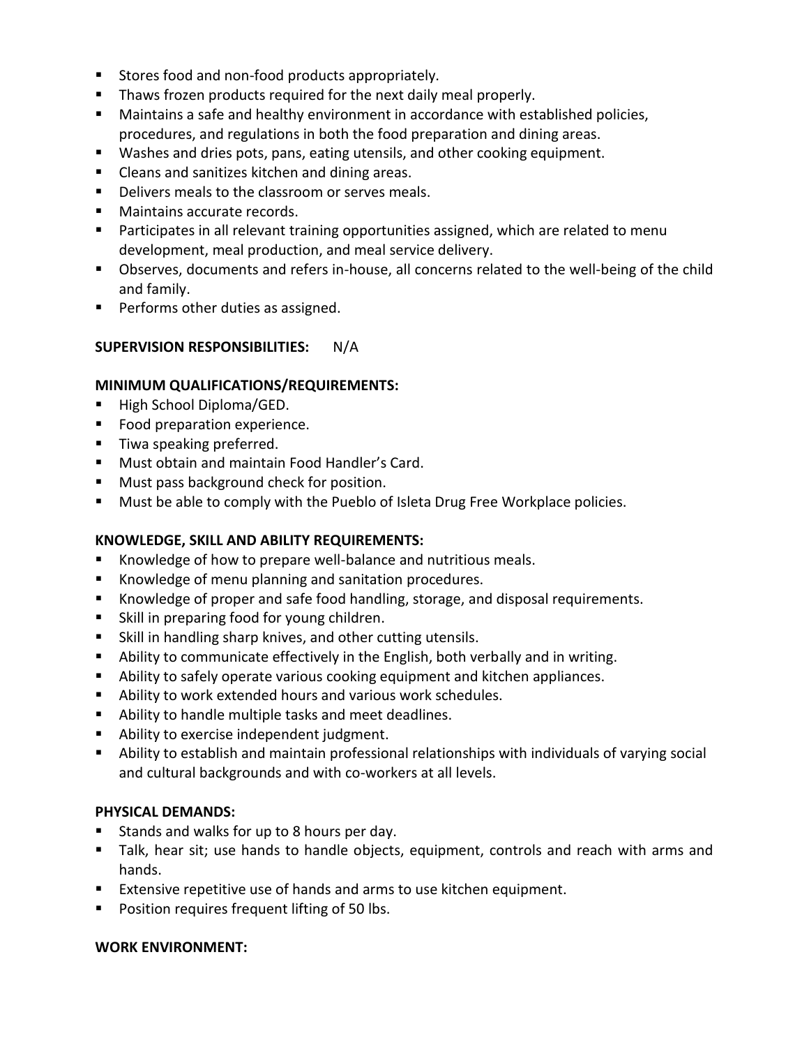- Stores food and non-food products appropriately.
- Thaws frozen products required for the next daily meal properly.
- Maintains a safe and healthy environment in accordance with established policies, procedures, and regulations in both the food preparation and dining areas.
- Washes and dries pots, pans, eating utensils, and other cooking equipment.
- Cleans and sanitizes kitchen and dining areas.
- Delivers meals to the classroom or serves meals.
- Maintains accurate records.
- Participates in all relevant training opportunities assigned, which are related to menu development, meal production, and meal service delivery.
- Observes, documents and refers in-house, all concerns related to the well-being of the child and family.
- Performs other duties as assigned.

**SUPERVISION RESPONSIBILITIES:** N/A

**MINIMUM QUALIFICATIONS/REQUIREMENTS:**

- High School Diploma/GED.
- Food preparation experience.
- Tiwa speaking preferred.
- Must obtain and maintain Food Handler's Card.
- Must pass background check for position.
- Must be able to comply with the Pueblo of Isleta Drug Free Workplace policies.

**KNOWLEDGE, SKILL AND ABILITY REQUIREMENTS:**

- Knowledge of how to prepare well-balance and nutritious meals.
- Knowledge of menu planning and sanitation procedures.
- Knowledge of proper and safe food handling, storage, and disposal requirements.
- Skill in preparing food for young children.
- Skill in handling sharp knives, and other cutting utensils.
- Ability to communicate effectively in the English, both verbally and in writing.
- Ability to safely operate various cooking equipment and kitchen appliances.
- Ability to work extended hours and various work schedules.
- Ability to handle multiple tasks and meet deadlines.
- Ability to exercise independent judgment.
- Ability to establish and maintain professional relationships with individuals of varying social and cultural backgrounds and with co-workers at all levels.

**PHYSICAL DEMANDS:**

- Stands and walks for up to 8 hours per day.
- Talk, hear sit; use hands to handle objects, equipment, controls and reach with arms and hands.
- Extensive repetitive use of hands and arms to use kitchen equipment.
- Position requires frequent lifting of 50 lbs.

**WORK ENVIRONMENT:**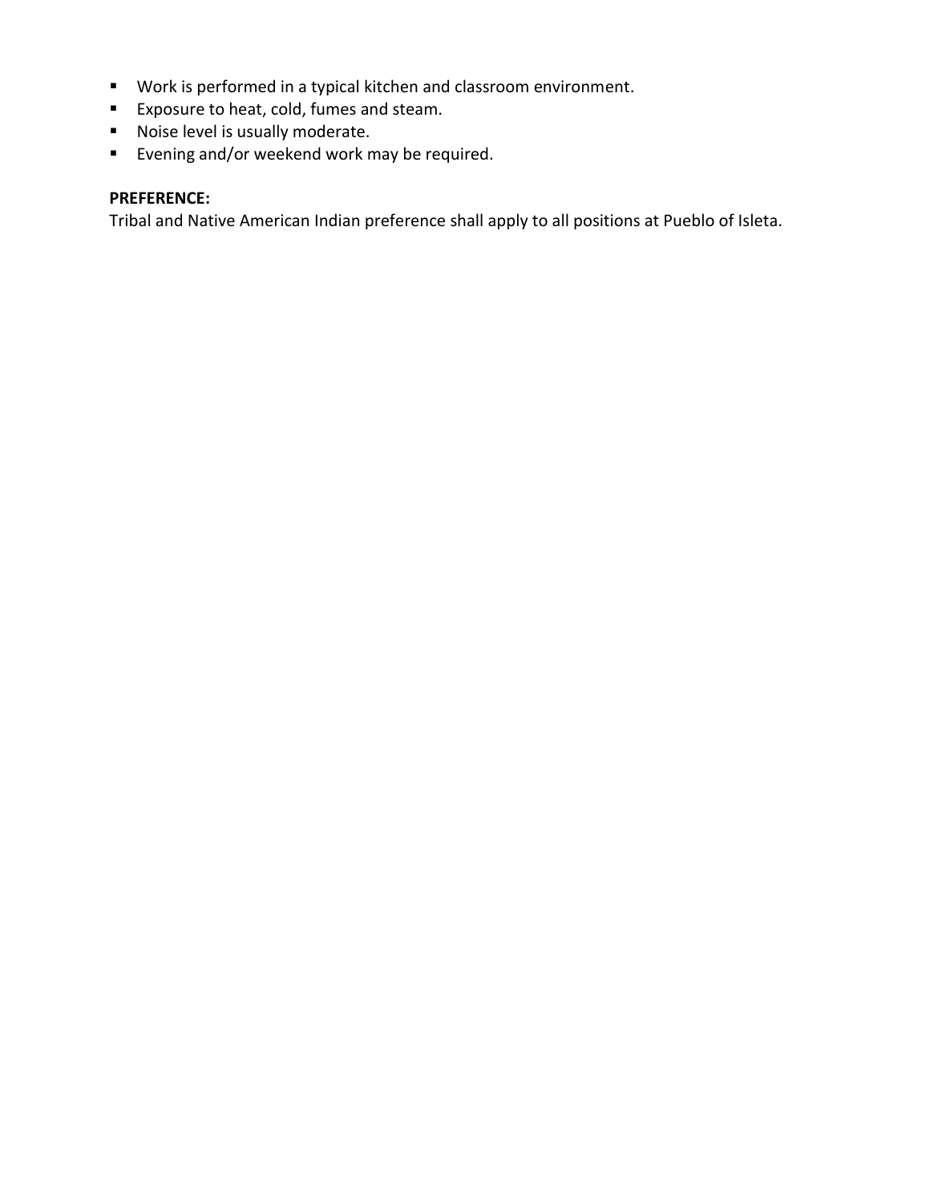- Work is performed in a typical kitchen and classroom environment.
- Exposure to heat, cold, fumes and steam.
- Noise level is usually moderate.
- Evening and/or weekend work may be required.

**PREFERENCE:**
Tribal and Native American Indian preference shall apply to all positions at Pueblo of Isleta.